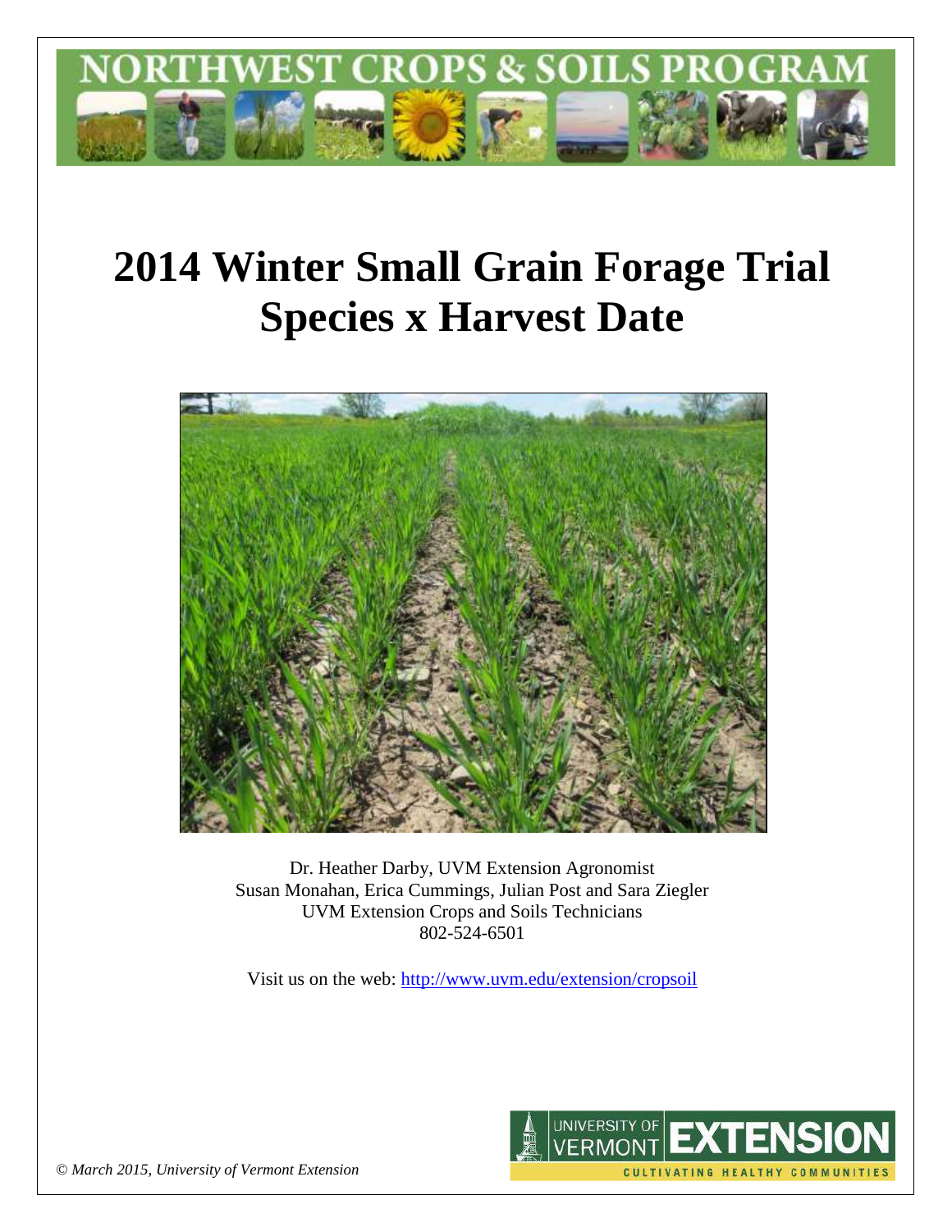# NORTHWEST CROPS & SOILS PROGRAM

# 2014 Winter Small Grain Forage Trial
# Species x Harvest Date

Dr. Heather Darby, UVM Extension Agronomist
Susan Monahan, Erica Cummings, Julian Post and Sara Ziegler
UVM Extension Crops and Soils Technicians
802-524-6501

Visit us on the web: http://www.uvm.edu/extension/cropsoil

*© March 2015, University of Vermont Extension*

UNIVERSITY OF VERMONT EXTENSION
CULTIVATING HEALTHY COMMUNITIES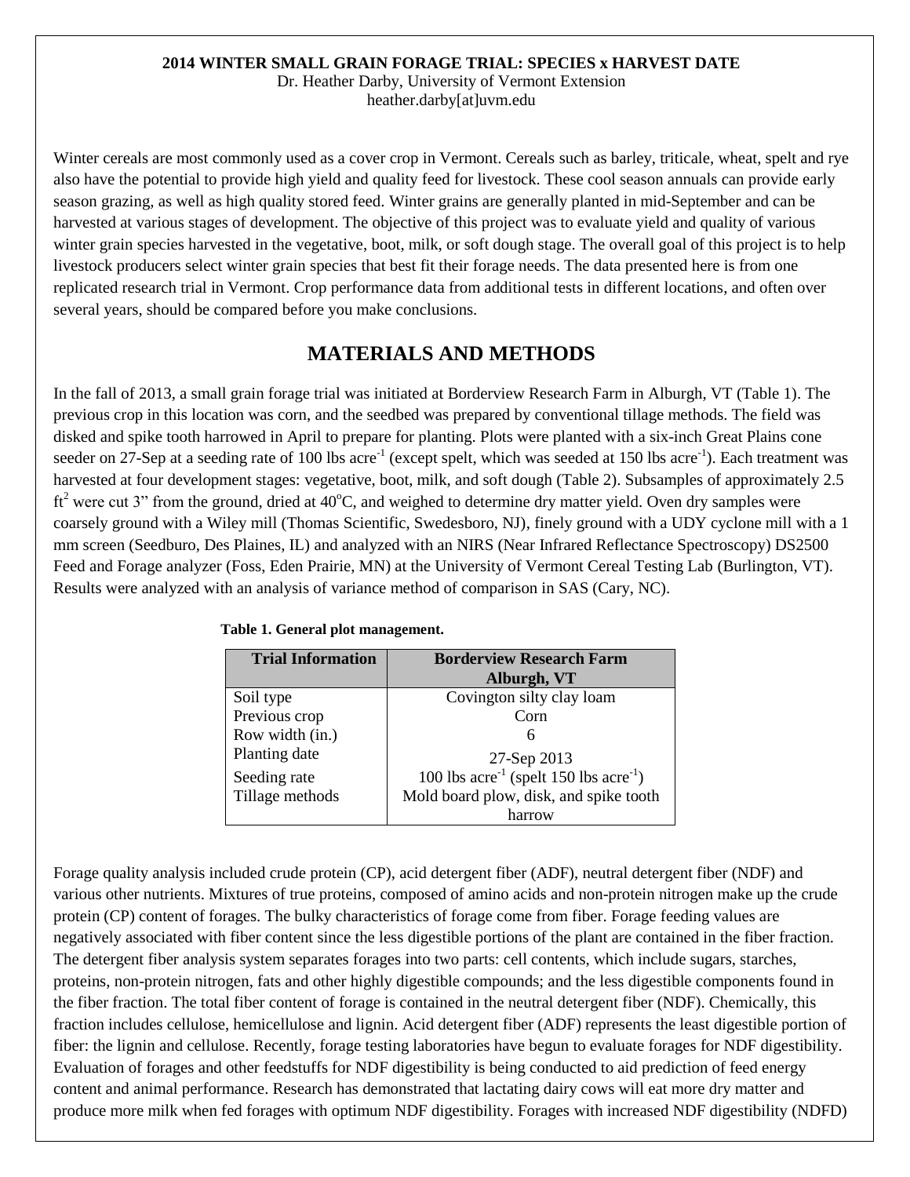**2014 WINTER SMALL GRAIN FORAGE TRIAL: SPECIES x HARVEST DATE**
Dr. Heather Darby, University of Vermont Extension
heather.darby[at]uvm.edu

Winter cereals are most commonly used as a cover crop in Vermont. Cereals such as barley, triticale, wheat, spelt and rye also have the potential to provide high yield and quality feed for livestock. These cool season annuals can provide early season grazing, as well as high quality stored feed. Winter grains are generally planted in mid-September and can be harvested at various stages of development. The objective of this project was to evaluate yield and quality of various winter grain species harvested in the vegetative, boot, milk, or soft dough stage. The overall goal of this project is to help livestock producers select winter grain species that best fit their forage needs. The data presented here is from one replicated research trial in Vermont. Crop performance data from additional tests in different locations, and often over several years, should be compared before you make conclusions.

## MATERIALS AND METHODS

In the fall of 2013, a small grain forage trial was initiated at Borderview Research Farm in Alburgh, VT (Table 1). The previous crop in this location was corn, and the seedbed was prepared by conventional tillage methods. The field was disked and spike tooth harrowed in April to prepare for planting. Plots were planted with a six-inch Great Plains cone seeder on 27-Sep at a seeding rate of 100 lbs acre$^{-1}$ (except spelt, which was seeded at 150 lbs acre$^{-1}$). Each treatment was harvested at four development stages: vegetative, boot, milk, and soft dough (Table 2). Subsamples of approximately 2.5 ft$^2$ were cut 3" from the ground, dried at 40$^o$C, and weighed to determine dry matter yield. Oven dry samples were coarsely ground with a Wiley mill (Thomas Scientific, Swedesboro, NJ), finely ground with a UDY cyclone mill with a 1 mm screen (Seedburo, Des Plaines, IL) and analyzed with an NIRS (Near Infrared Reflectance Spectroscopy) DS2500 Feed and Forage analyzer (Foss, Eden Prairie, MN) at the University of Vermont Cereal Testing Lab (Burlington, VT). Results were analyzed with an analysis of variance method of comparison in SAS (Cary, NC).

**Table 1. General plot management.**

| Trial Information | Borderview Research Farm Alburgh, VT |
|---|---|
| Soil type | Covington silty clay loam |
| Previous crop | Corn |
| Row width (in.) | 6 |
| Planting date | 27-Sep 2013 |
| Seeding rate | 100 lbs acre$^{-1}$ (spelt 150 lbs acre$^{-1}$) |
| Tillage methods | Mold board plow, disk, and spike tooth harrow |

Forage quality analysis included crude protein (CP), acid detergent fiber (ADF), neutral detergent fiber (NDF) and various other nutrients. Mixtures of true proteins, composed of amino acids and non-protein nitrogen make up the crude protein (CP) content of forages. The bulky characteristics of forage come from fiber. Forage feeding values are negatively associated with fiber content since the less digestible portions of the plant are contained in the fiber fraction. The detergent fiber analysis system separates forages into two parts: cell contents, which include sugars, starches, proteins, non-protein nitrogen, fats and other highly digestible compounds; and the less digestible components found in the fiber fraction. The total fiber content of forage is contained in the neutral detergent fiber (NDF). Chemically, this fraction includes cellulose, hemicellulose and lignin. Acid detergent fiber (ADF) represents the least digestible portion of fiber: the lignin and cellulose. Recently, forage testing laboratories have begun to evaluate forages for NDF digestibility. Evaluation of forages and other feedstuffs for NDF digestibility is being conducted to aid prediction of feed energy content and animal performance. Research has demonstrated that lactating dairy cows will eat more dry matter and produce more milk when fed forages with optimum NDF digestibility. Forages with increased NDF digestibility (NDFD)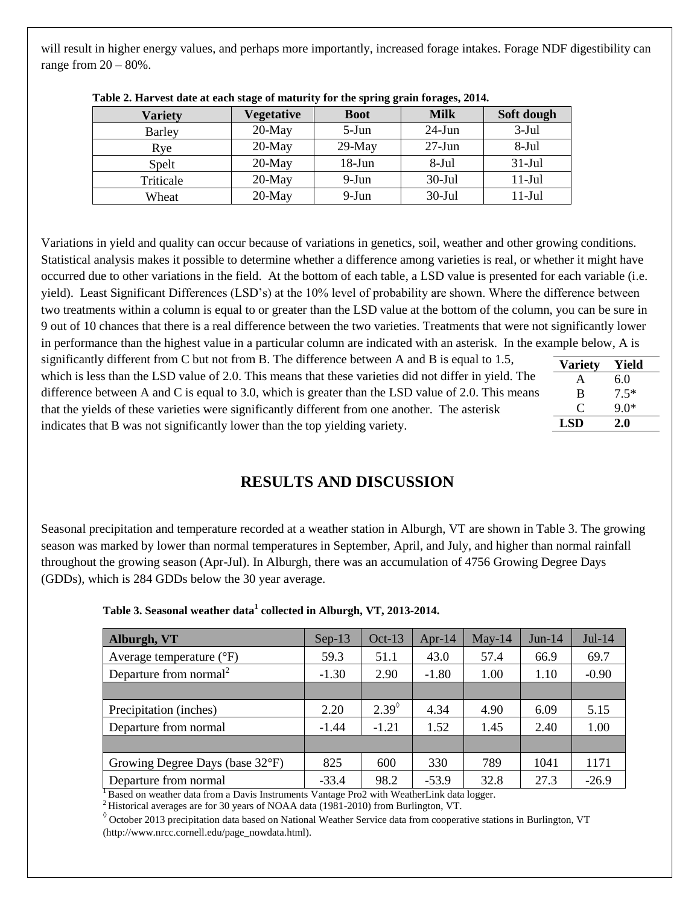will result in higher energy values, and perhaps more importantly, increased forage intakes. Forage NDF digestibility can range from 20 – 80%.

**Table 2. Harvest date at each stage of maturity for the spring grain forages, 2014.**

| Variety | Vegetative | Boot | Milk | Soft dough |
|---|---|---|---|---|
| Barley | 20-May | 5-Jun | 24-Jun | 3-Jul |
| Rye | 20-May | 29-May | 27-Jun | 8-Jul |
| Spelt | 20-May | 18-Jun | 8-Jul | 31-Jul |
| Triticale | 20-May | 9-Jun | 30-Jul | 11-Jul |
| Wheat | 20-May | 9-Jun | 30-Jul | 11-Jul |

Variations in yield and quality can occur because of variations in genetics, soil, weather and other growing conditions. Statistical analysis makes it possible to determine whether a difference among varieties is real, or whether it might have occurred due to other variations in the field. At the bottom of each table, a LSD value is presented for each variable (i.e. yield). Least Significant Differences (LSD's) at the 10% level of probability are shown. Where the difference between two treatments within a column is equal to or greater than the LSD value at the bottom of the column, you can be sure in 9 out of 10 chances that there is a real difference between the two varieties. Treatments that were not significantly lower in performance than the highest value in a particular column are indicated with an asterisk. In the example below, A is significantly different from C but not from B. The difference between A and B is equal to 1.5, which is less than the LSD value of 2.0. This means that these varieties did not differ in yield. The difference between A and C is equal to 3.0, which is greater than the LSD value of 2.0. This means that the yields of these varieties were significantly different from one another. The asterisk indicates that B was not significantly lower than the top yielding variety.

| Variety | Yield |
|---|---|
| A | 6.0 |
| B | 7.5* |
| C | 9.0* |
| **LSD** | **2.0** |

## RESULTS AND DISCUSSION

Seasonal precipitation and temperature recorded at a weather station in Alburgh, VT are shown in Table 3. The growing season was marked by lower than normal temperatures in September, April, and July, and higher than normal rainfall throughout the growing season (Apr-Jul). In Alburgh, there was an accumulation of 4756 Growing Degree Days (GDDs), which is 284 GDDs below the 30 year average.

**Table 3. Seasonal weather data[1] collected in Alburgh, VT, 2013-2014.**

| Alburgh, VT | Sep-13 | Oct-13 | Apr-14 | May-14 | Jun-14 | Jul-14 |
|---|---|---|---|---|---|---|
| Average temperature (°F) | 59.3 | 51.1 | 43.0 | 57.4 | 66.9 | 69.7 |
| Departure from normal[2] | -1.30 | 2.90 | -1.80 | 1.00 | 1.10 | -0.90 |
| | | | | | | |
| Precipitation (inches) | 2.20 | 2.39[◊] | 4.34 | 4.90 | 6.09 | 5.15 |
| Departure from normal | -1.44 | -1.21 | 1.52 | 1.45 | 2.40 | 1.00 |
| | | | | | | |
| Growing Degree Days (base 32°F) | 825 | 600 | 330 | 789 | 1041 | 1171 |
| Departure from normal | -33.4 | 98.2 | -53.9 | 32.8 | 27.3 | -26.9 |

[1] Based on weather data from a Davis Instruments Vantage Pro2 with WeatherLink data logger.
[2] Historical averages are for 30 years of NOAA data (1981-2010) from Burlington, VT.
[◊] October 2013 precipitation data based on National Weather Service data from cooperative stations in Burlington, VT (http://www.nrcc.cornell.edu/page_nowdata.html).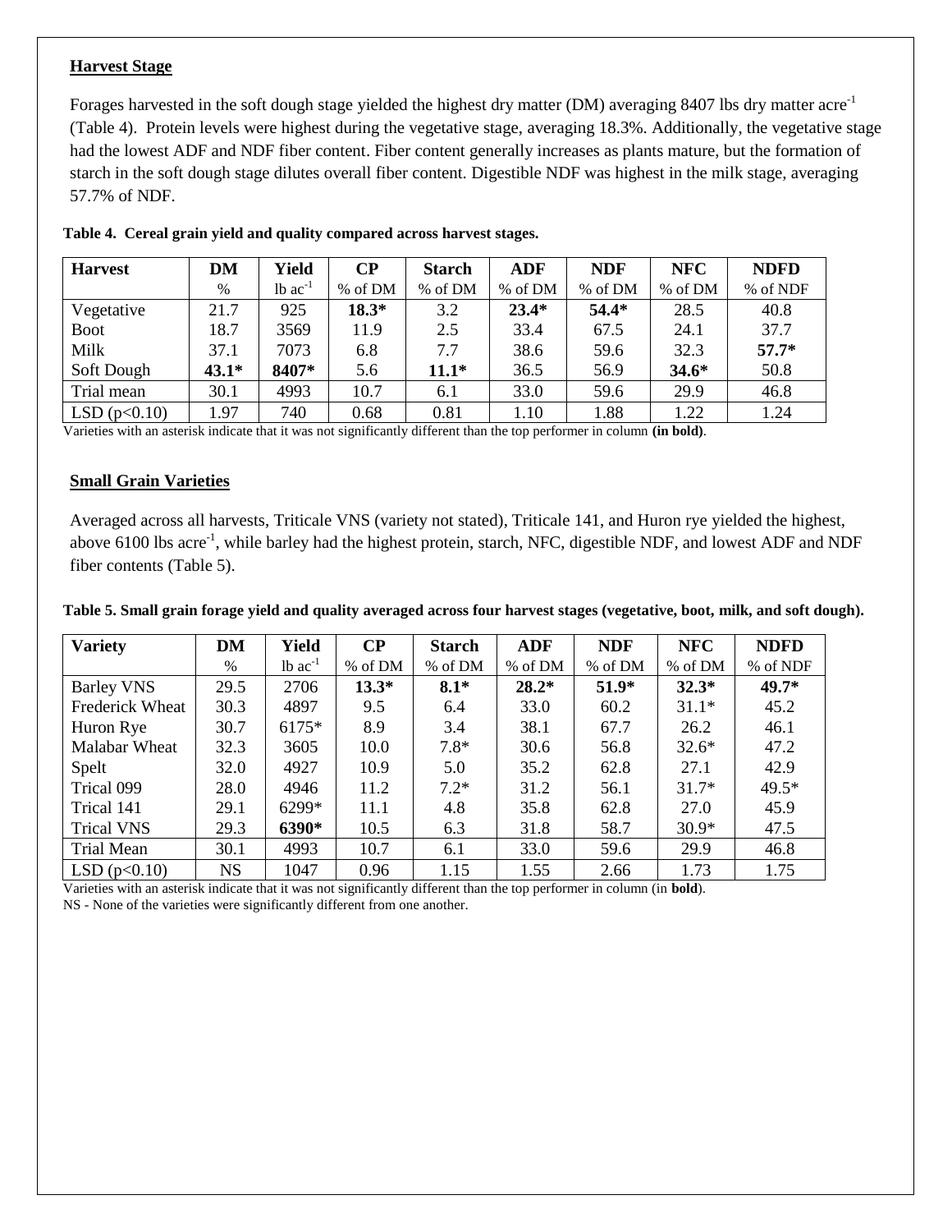## Harvest Stage

Forages harvested in the soft dough stage yielded the highest dry matter (DM) averaging 8407 lbs dry matter acre$^{-1}$ (Table 4). Protein levels were highest during the vegetative stage, averaging 18.3%. Additionally, the vegetative stage had the lowest ADF and NDF fiber content. Fiber content generally increases as plants mature, but the formation of starch in the soft dough stage dilutes overall fiber content. Digestible NDF was highest in the milk stage, averaging 57.7% of NDF.

**Table 4. Cereal grain yield and quality compared across harvest stages.**

| Harvest | DM | Yield | CP | Starch | ADF | NDF | NFC | NDFD |
|---|---|---|---|---|---|---|---|---|
| | % | lb ac$^{-1}$ | % of DM | % of DM | % of DM | % of DM | % of DM | % of NDF |
| Vegetative | 21.7 | 925 | **18.3*** | 3.2 | **23.4*** | **54.4*** | 28.5 | 40.8 |
| Boot | 18.7 | 3569 | 11.9 | 2.5 | 33.4 | 67.5 | 24.1 | 37.7 |
| Milk | 37.1 | 7073 | 6.8 | 7.7 | 38.6 | 59.6 | 32.3 | **57.7*** |
| Soft Dough | **43.1*** | **8407*** | 5.6 | **11.1*** | 36.5 | 56.9 | **34.6*** | 50.8 |
| Trial mean | 30.1 | 4993 | 10.7 | 6.1 | 33.0 | 59.6 | 29.9 | 46.8 |
| LSD ($p$<0.10) | 1.97 | 740 | 0.68 | 0.81 | 1.10 | 1.88 | 1.22 | 1.24 |

Varieties with an asterisk indicate that it was not significantly different than the top performer in column **(in bold)**.

## Small Grain Varieties

Averaged across all harvests, Triticale VNS (variety not stated), Triticale 141, and Huron rye yielded the highest, above 6100 lbs acre$^{-1}$, while barley had the highest protein, starch, NFC, digestible NDF, and lowest ADF and NDF fiber contents (Table 5).

**Table 5. Small grain forage yield and quality averaged across four harvest stages (vegetative, boot, milk, and soft dough).**

| Variety | DM | Yield | CP | Starch | ADF | NDF | NFC | NDFD |
|---|---|---|---|---|---|---|---|---|
| | % | lb ac$^{-1}$ | % of DM | % of DM | % of DM | % of DM | % of DM | % of NDF |
| Barley VNS | 29.5 | 2706 | **13.3*** | **8.1*** | **28.2*** | **51.9*** | **32.3*** | **49.7*** |
| Frederick Wheat | 30.3 | 4897 | 9.5 | 6.4 | 33.0 | 60.2 | 31.1* | 45.2 |
| Huron Rye | 30.7 | 6175* | 8.9 | 3.4 | 38.1 | 67.7 | 26.2 | 46.1 |
| Malabar Wheat | 32.3 | 3605 | 10.0 | 7.8* | 30.6 | 56.8 | 32.6* | 47.2 |
| Spelt | 32.0 | 4927 | 10.9 | 5.0 | 35.2 | 62.8 | 27.1 | 42.9 |
| Trical 099 | 28.0 | 4946 | 11.2 | 7.2* | 31.2 | 56.1 | 31.7* | 49.5* |
| Trical 141 | 29.1 | 6299* | 11.1 | 4.8 | 35.8 | 62.8 | 27.0 | 45.9 |
| Trical VNS | 29.3 | **6390*** | 10.5 | 6.3 | 31.8 | 58.7 | 30.9* | 47.5 |
| Trial Mean | 30.1 | 4993 | 10.7 | 6.1 | 33.0 | 59.6 | 29.9 | 46.8 |
| LSD ($p$<0.10) | NS | 1047 | 0.96 | 1.15 | 1.55 | 2.66 | 1.73 | 1.75 |

Varieties with an asterisk indicate that it was not significantly different than the top performer in column (in **bold**).
NS - None of the varieties were significantly different from one another.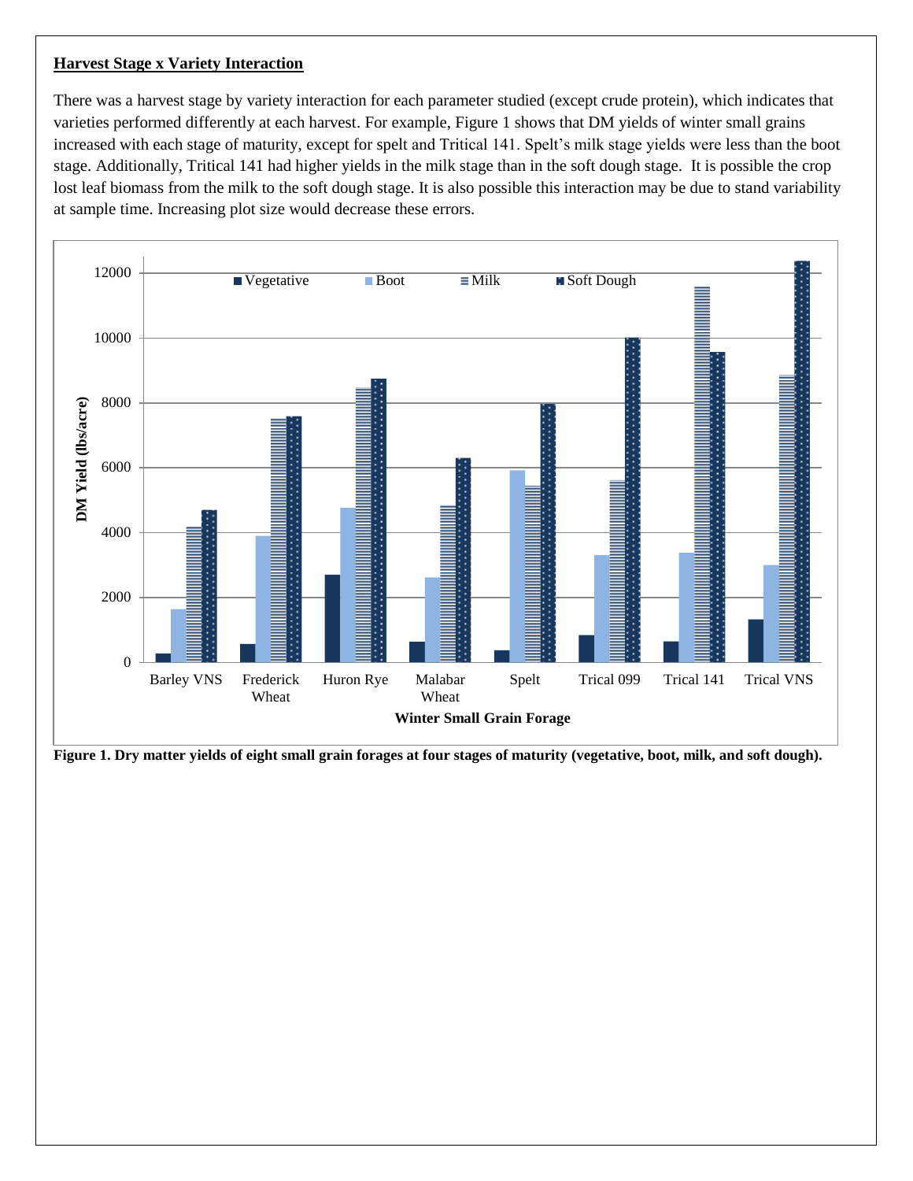**Harvest Stage x Variety Interaction**

There was a harvest stage by variety interaction for each parameter studied (except crude protein), which indicates that varieties performed differently at each harvest. For example, Figure 1 shows that DM yields of winter small grains increased with each stage of maturity, except for spelt and Tritical 141. Spelt's milk stage yields were less than the boot stage. Additionally, Tritical 141 had higher yields in the milk stage than in the soft dough stage. It is possible the crop lost leaf biomass from the milk to the soft dough stage. It is also possible this interaction may be due to stand variability at sample time. Increasing plot size would decrease these errors.

**Figure 1. Dry matter yields of eight small grain forages at four stages of maturity (vegetative, boot, milk, and soft dough).**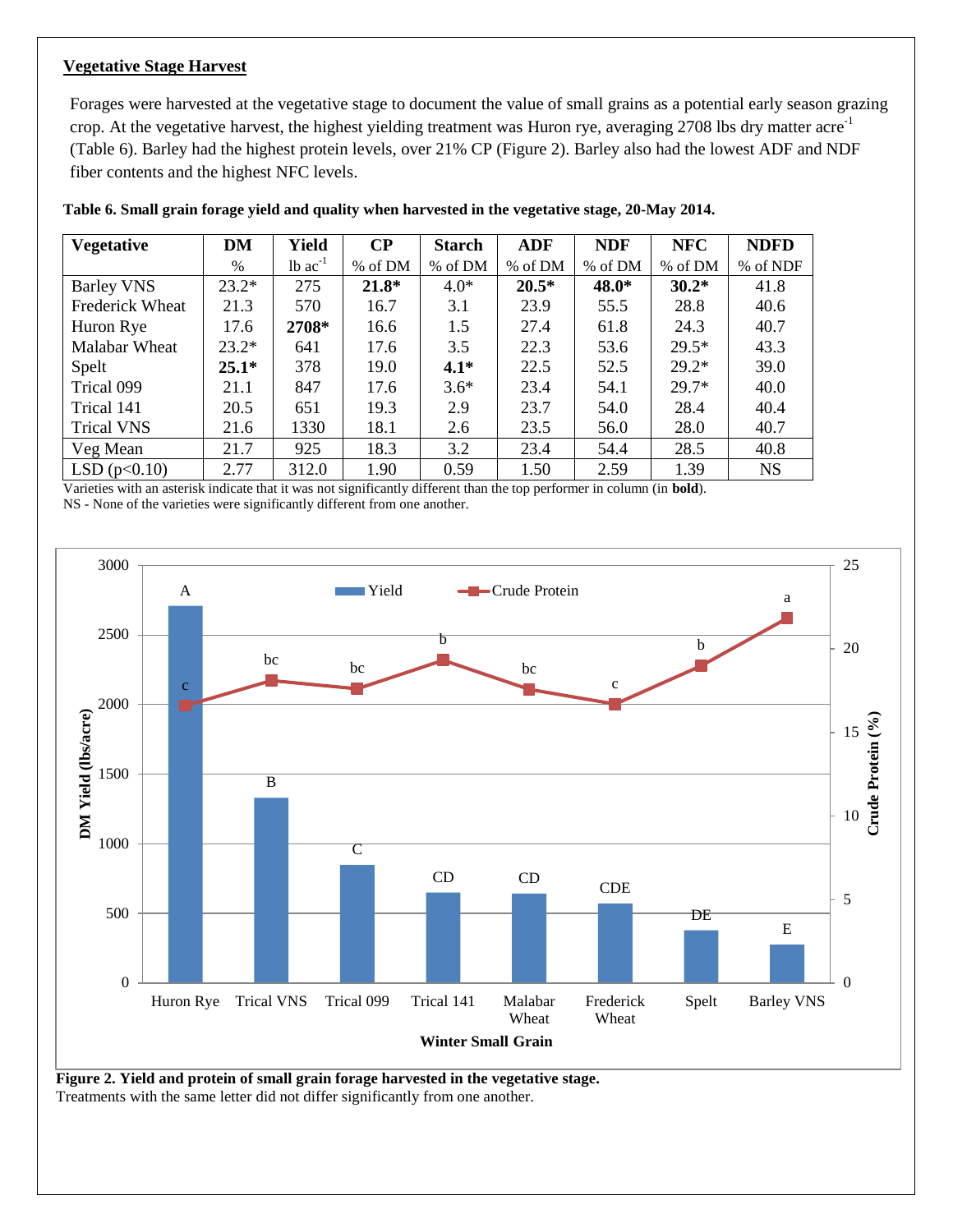## Vegetative Stage Harvest

Forages were harvested at the vegetative stage to document the value of small grains as a potential early season grazing crop. At the vegetative harvest, the highest yielding treatment was Huron rye, averaging 2708 lbs dry matter acre$^{-1}$ (Table 6). Barley had the highest protein levels, over 21% CP (Figure 2). Barley also had the lowest ADF and NDF fiber contents and the highest NFC levels.

**Table 6. Small grain forage yield and quality when harvested in the vegetative stage, 20-May 2014.**

| Vegetative | DM | Yield | CP | Starch | ADF | NDF | NFC | NDFD |
|---|---|---|---|---|---|---|---|---|
| | % | lb ac$^{-1}$ | % of DM | % of DM | % of DM | % of DM | % of DM | % of NDF |
| Barley VNS | 23.2* | 275 | **21.8*** | 4.0* | **20.5*** | **48.0*** | **30.2*** | 41.8 |
| Frederick Wheat | 21.3 | 570 | 16.7 | 3.1 | 23.9 | 55.5 | 28.8 | 40.6 |
| Huron Rye | 17.6 | **2708*** | 16.6 | 1.5 | 27.4 | 61.8 | 24.3 | 40.7 |
| Malabar Wheat | 23.2* | 641 | 17.6 | 3.5 | 22.3 | 53.6 | 29.5* | 43.3 |
| Spelt | **25.1*** | 378 | 19.0 | **4.1*** | 22.5 | 52.5 | 29.2* | 39.0 |
| Trical 099 | 21.1 | 847 | 17.6 | 3.6* | 23.4 | 54.1 | 29.7* | 40.0 |
| Trical 141 | 20.5 | 651 | 19.3 | 2.9 | 23.7 | 54.0 | 28.4 | 40.4 |
| Trical VNS | 21.6 | 1330 | 18.1 | 2.6 | 23.5 | 56.0 | 28.0 | 40.7 |
| Veg Mean | 21.7 | 925 | 18.3 | 3.2 | 23.4 | 54.4 | 28.5 | 40.8 |
| LSD (p<0.10) | 2.77 | 312.0 | 1.90 | 0.59 | 1.50 | 2.59 | 1.39 | NS |

Varieties with an asterisk indicate that it was not significantly different than the top performer in column (in **bold**).
NS - None of the varieties were significantly different from one another.

**Figure 2. Yield and protein of small grain forage harvested in the vegetative stage.**
Treatments with the same letter did not differ significantly from one another.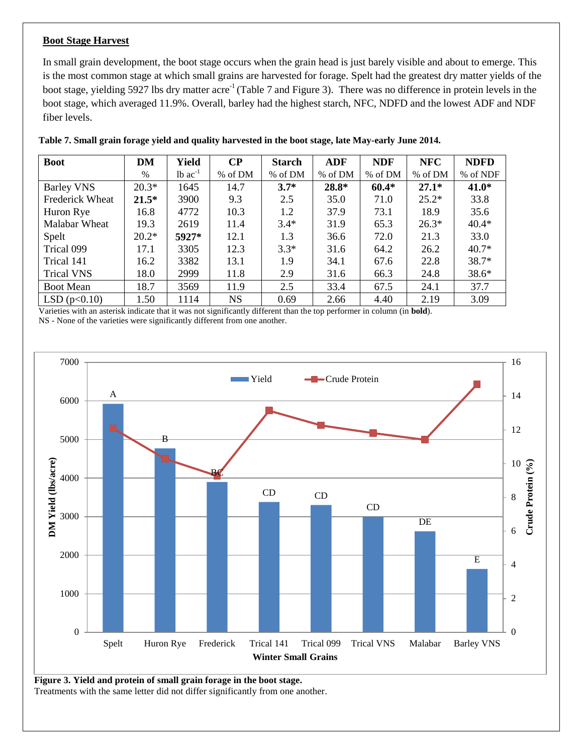## Boot Stage Harvest

In small grain development, the boot stage occurs when the grain head is just barely visible and about to emerge. This is the most common stage at which small grains are harvested for forage. Spelt had the greatest dry matter yields of the boot stage, yielding 5927 lbs dry matter acre$^{-1}$ (Table 7 and Figure 3). There was no difference in protein levels in the boot stage, which averaged 11.9%. Overall, barley had the highest starch, NFC, NDFD and the lowest ADF and NDF fiber levels.

**Table 7. Small grain forage yield and quality harvested in the boot stage, late May-early June 2014.**

| Boot | DM | Yield | CP | Starch | ADF | NDF | NFC | NDFD |
|---|---|---|---|---|---|---|---|---|
| | % | lb ac$^{-1}$ | % of DM | % of DM | % of DM | % of DM | % of DM | % of NDF |
| Barley VNS | 20.3* | 1645 | 14.7 | **3.7*** | **28.8*** | **60.4*** | **27.1*** | **41.0*** |
| Frederick Wheat | **21.5*** | 3900 | 9.3 | 2.5 | 35.0 | 71.0 | 25.2* | 33.8 |
| Huron Rye | 16.8 | 4772 | 10.3 | 1.2 | 37.9 | 73.1 | 18.9 | 35.6 |
| Malabar Wheat | 19.3 | 2619 | 11.4 | 3.4* | 31.9 | 65.3 | 26.3* | 40.4* |
| Spelt | 20.2* | **5927*** | 12.1 | 1.3 | 36.6 | 72.0 | 21.3 | 33.0 |
| Trical 099 | 17.1 | 3305 | 12.3 | 3.3* | 31.6 | 64.2 | 26.2 | 40.7* |
| Trical 141 | 16.2 | 3382 | 13.1 | 1.9 | 34.1 | 67.6 | 22.8 | 38.7* |
| Trical VNS | 18.0 | 2999 | 11.8 | 2.9 | 31.6 | 66.3 | 24.8 | 38.6* |
| Boot Mean | 18.7 | 3569 | 11.9 | 2.5 | 33.4 | 67.5 | 24.1 | 37.7 |
| LSD ($p$<0.10) | 1.50 | 1114 | NS | 0.69 | 2.66 | 4.40 | 2.19 | 3.09 |

Varieties with an asterisk indicate that it was not significantly different than the top performer in column (in **bold**).
NS - None of the varieties were significantly different from one another.

**Figure 3. Yield and protein of small grain forage in the boot stage.**
Treatments with the same letter did not differ significantly from one another.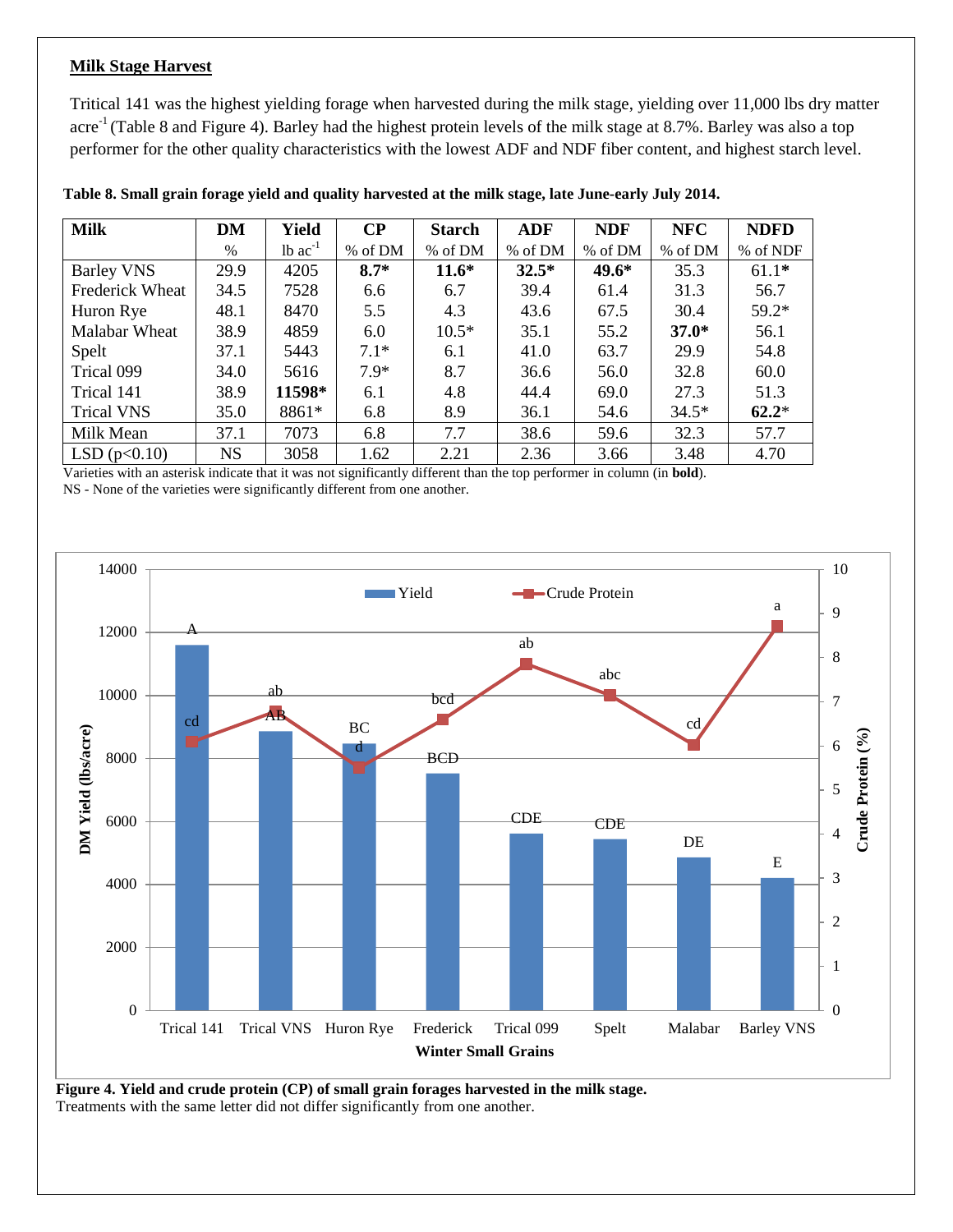**Milk Stage Harvest**

Tritical 141 was the highest yielding forage when harvested during the milk stage, yielding over 11,000 lbs dry matter acre$^{-1}$ (Table 8 and Figure 4). Barley had the highest protein levels of the milk stage at 8.7%. Barley was also a top performer for the other quality characteristics with the lowest ADF and NDF fiber content, and highest starch level.

**Table 8. Small grain forage yield and quality harvested at the milk stage, late June-early July 2014.**

| Milk | DM | Yield | CP | Starch | ADF | NDF | NFC | NDFD |
|---|---|---|---|---|---|---|---|---|
| | % | lb ac$^{-1}$ | % of DM | % of DM | % of DM | % of DM | % of DM | % of NDF |
| Barley VNS | 29.9 | 4205 | **8.7*** | **11.6*** | **32.5*** | **49.6*** | 35.3 | 61.1* |
| Frederick Wheat | 34.5 | 7528 | 6.6 | 6.7 | 39.4 | 61.4 | 31.3 | 56.7 |
| Huron Rye | 48.1 | 8470 | 5.5 | 4.3 | 43.6 | 67.5 | 30.4 | 59.2* |
| Malabar Wheat | 38.9 | 4859 | 6.0 | 10.5* | 35.1 | 55.2 | **37.0*** | 56.1 |
| Spelt | 37.1 | 5443 | 7.1* | 6.1 | 41.0 | 63.7 | 29.9 | 54.8 |
| Trical 099 | 34.0 | 5616 | 7.9* | 8.7 | 36.6 | 56.0 | 32.8 | 60.0 |
| Trical 141 | 38.9 | **11598*** | 6.1 | 4.8 | 44.4 | 69.0 | 27.3 | 51.3 |
| Trical VNS | 35.0 | 8861* | 6.8 | 8.9 | 36.1 | 54.6 | 34.5* | **62.2*** |
| Milk Mean | 37.1 | 7073 | 6.8 | 7.7 | 38.6 | 59.6 | 32.3 | 57.7 |
| LSD (p<0.10) | NS | 3058 | 1.62 | 2.21 | 2.36 | 3.66 | 3.48 | 4.70 |

Varieties with an asterisk indicate that it was not significantly different than the top performer in column (in **bold**).
NS - None of the varieties were significantly different from one another.

**Figure 4. Yield and crude protein (CP) of small grain forages harvested in the milk stage.**
Treatments with the same letter did not differ significantly from one another.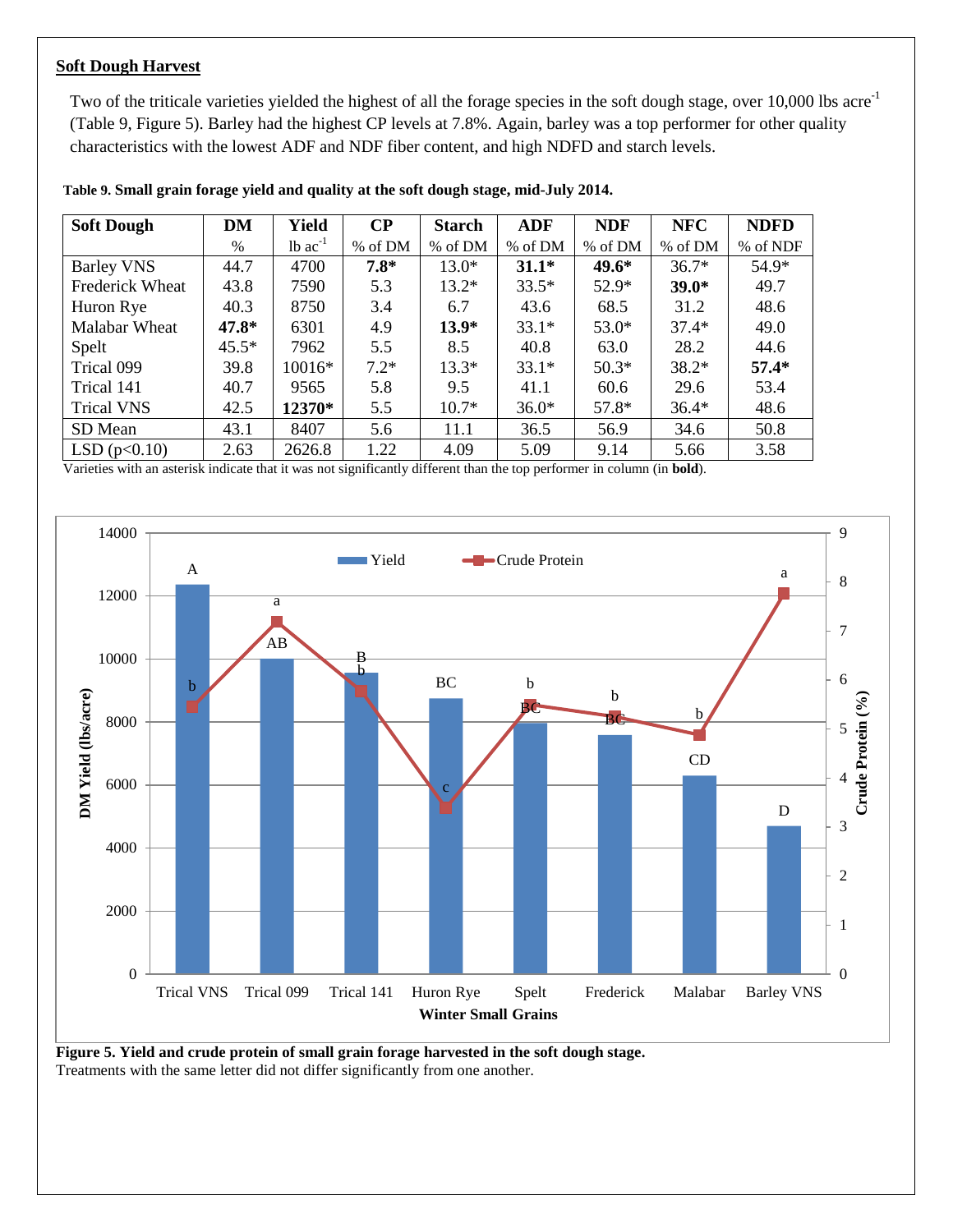**Soft Dough Harvest**

Two of the triticale varieties yielded the highest of all the forage species in the soft dough stage, over 10,000 lbs acre$^{-1}$ (Table 9, Figure 5). Barley had the highest CP levels at 7.8%. Again, barley was a top performer for other quality characteristics with the lowest ADF and NDF fiber content, and high NDFD and starch levels.

**Table 9. Small grain forage yield and quality at the soft dough stage, mid-July 2014.**

| Soft Dough | DM | Yield | CP | Starch | ADF | NDF | NFC | NDFD |
|---|---|---|---|---|---|---|---|---|
| | % | lb ac$^{-1}$ | % of DM | % of DM | % of DM | % of DM | % of DM | % of NDF |
| Barley VNS | 44.7 | 4700 | **7.8*** | 13.0* | **31.1*** | **49.6*** | 36.7* | 54.9* |
| Frederick Wheat | 43.8 | 7590 | 5.3 | 13.2* | 33.5* | 52.9* | **39.0*** | 49.7 |
| Huron Rye | 40.3 | 8750 | 3.4 | 6.7 | 43.6 | 68.5 | 31.2 | 48.6 |
| Malabar Wheat | **47.8*** | 6301 | 4.9 | **13.9*** | 33.1* | 53.0* | 37.4* | 49.0 |
| Spelt | 45.5* | 7962 | 5.5 | 8.5 | 40.8 | 63.0 | 28.2 | 44.6 |
| Trical 099 | 39.8 | 10016* | 7.2* | 13.3* | 33.1* | 50.3* | 38.2* | **57.4*** |
| Trical 141 | 40.7 | 9565 | 5.8 | 9.5 | 41.1 | 60.6 | 29.6 | 53.4 |
| Trical VNS | 42.5 | **12370*** | 5.5 | 10.7* | 36.0* | 57.8* | 36.4* | 48.6 |
| SD Mean | 43.1 | 8407 | 5.6 | 11.1 | 36.5 | 56.9 | 34.6 | 50.8 |
| LSD (p<0.10) | 2.63 | 2626.8 | 1.22 | 4.09 | 5.09 | 9.14 | 5.66 | 3.58 |

Varieties with an asterisk indicate that it was not significantly different than the top performer in column (in **bold**).

**Figure 5. Yield and crude protein of small grain forage harvested in the soft dough stage.**
Treatments with the same letter did not differ significantly from one another.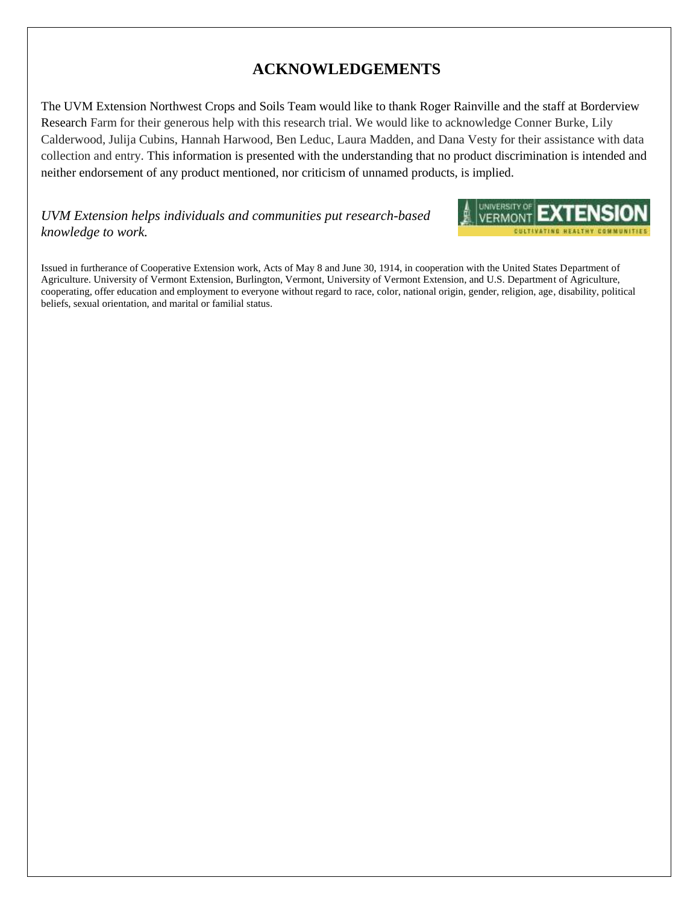# ACKNOWLEDGEMENTS

The UVM Extension Northwest Crops and Soils Team would like to thank Roger Rainville and the staff at Borderview Research Farm for their generous help with this research trial. We would like to acknowledge Conner Burke, Lily Calderwood, Julija Cubins, Hannah Harwood, Ben Leduc, Laura Madden, and Dana Vesty for their assistance with data collection and entry. This information is presented with the understanding that no product discrimination is intended and neither endorsement of any product mentioned, nor criticism of unnamed products, is implied.

*UVM Extension helps individuals and communities put research-based knowledge to work.*

Issued in furtherance of Cooperative Extension work, Acts of May 8 and June 30, 1914, in cooperation with the United States Department of Agriculture. University of Vermont Extension, Burlington, Vermont, University of Vermont Extension, and U.S. Department of Agriculture, cooperating, offer education and employment to everyone without regard to race, color, national origin, gender, religion, age, disability, political beliefs, sexual orientation, and marital or familial status.